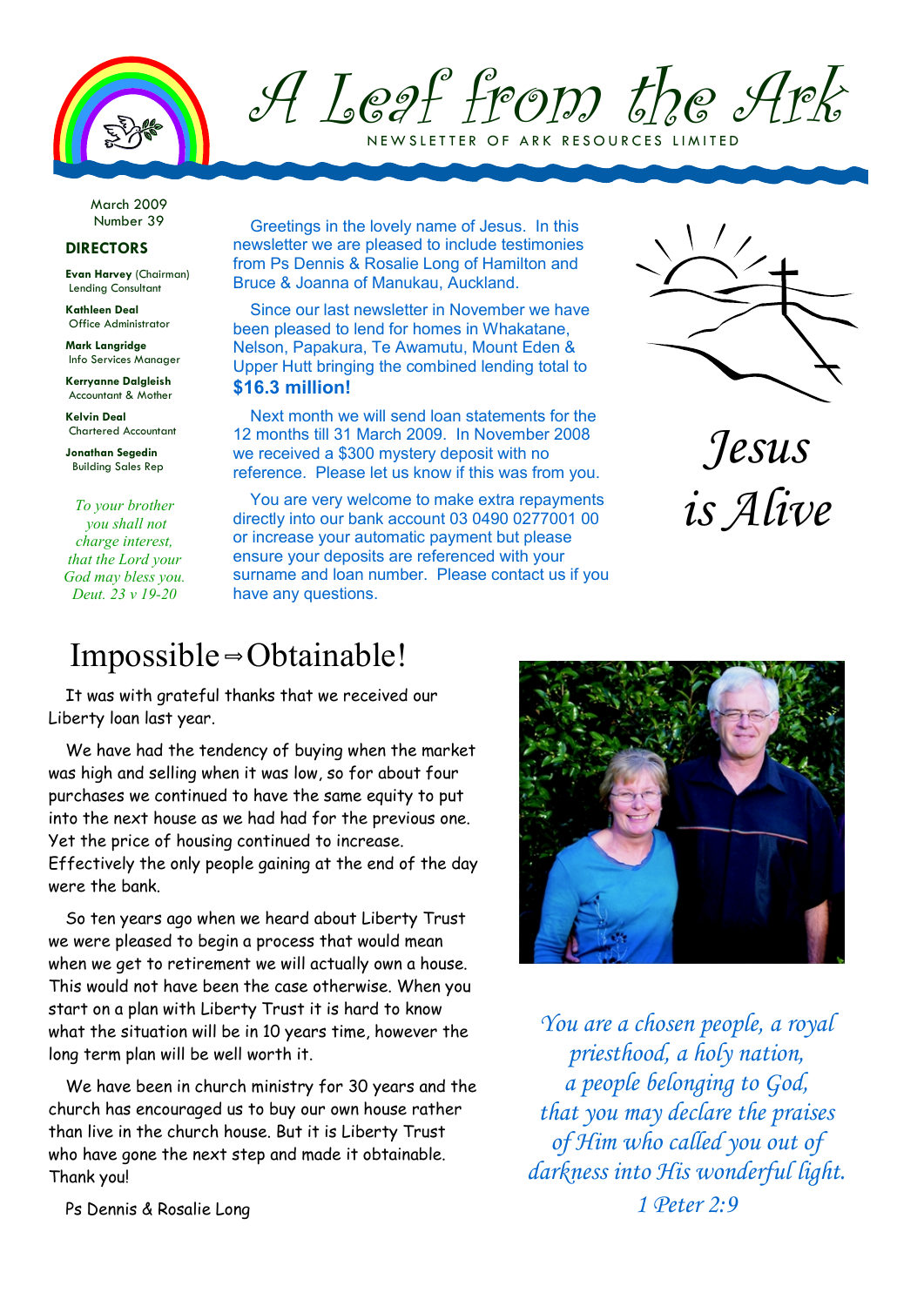# A Leaf from the Ark

NEWSLETTER OF ARK RESOURCES LIMITED

March 2009
Number 39

## DIRECTORS

**Evan Harvey** (Chairman)
Lending Consultant

**Kathleen Deal**
Office Administrator

**Mark Langridge**
Info Services Manager

**Kerryanne Dalgleish**
Accountant & Mother

**Kelvin Deal**
Chartered Accountant

**Jonathan Segedin**
Building Sales Rep

*To your brother you shall not charge interest, that the Lord your God may bless you.*
*Deut. 23 v 19-20*

Greetings in the lovely name of Jesus. In this newsletter we are pleased to include testimonies from Ps Dennis & Rosalie Long of Hamilton and Bruce & Joanna of Manukau, Auckland.

Since our last newsletter in November we have been pleased to lend for homes in Whakatane, Nelson, Papakura, Te Awamutu, Mount Eden & Upper Hutt bringing the combined lending total to **$16.3 million!**

Next month we will send loan statements for the 12 months till 31 March 2009. In November 2008 we received a $300 mystery deposit with no reference. Please let us know if this was from you.

You are very welcome to make extra repayments directly into our bank account 03 0490 0277001 00 or increase your automatic payment but please ensure your deposits are referenced with your surname and loan number. Please contact us if you have any questions.

*Jesus is Alive*

## Impossible ⇨ Obtainable!

It was with grateful thanks that we received our Liberty loan last year.

We have had the tendency of buying when the market was high and selling when it was low, so for about four purchases we continued to have the same equity to put into the next house as we had had for the previous one. Yet the price of housing continued to increase. Effectively the only people gaining at the end of the day were the bank.

So ten years ago when we heard about Liberty Trust we were pleased to begin a process that would mean when we get to retirement we will actually own a house. This would not have been the case otherwise. When you start on a plan with Liberty Trust it is hard to know what the situation will be in 10 years time, however the long term plan will be well worth it.

We have been in church ministry for 30 years and the church has encouraged us to buy our own house rather than live in the church house. But it is Liberty Trust who have gone the next step and made it obtainable. Thank you!

Ps Dennis & Rosalie Long

*You are a chosen people, a royal priesthood, a holy nation, a people belonging to God, that you may declare the praises of Him who called you out of darkness into His wonderful light.*
*1 Peter 2:9*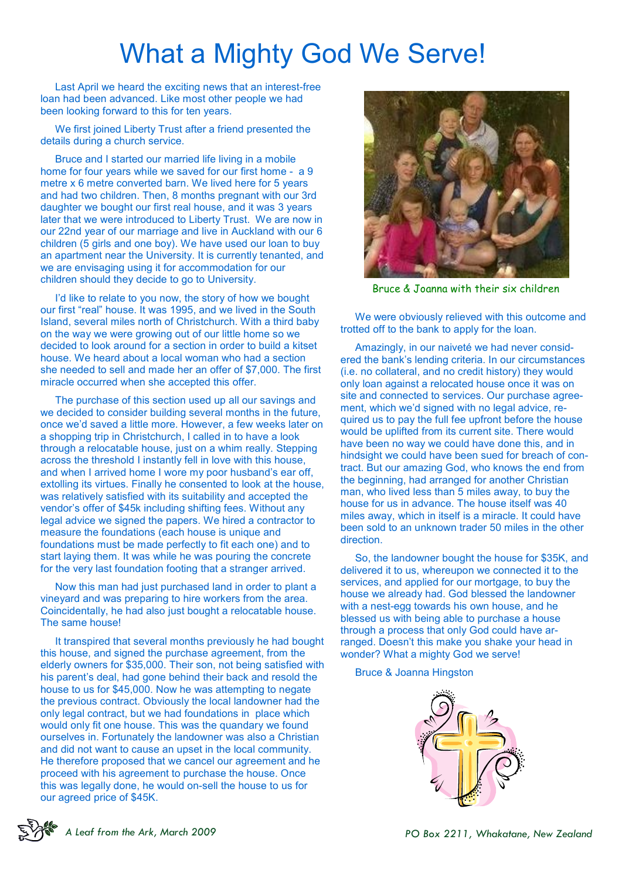# What a Mighty God We Serve!

Last April we heard the exciting news that an interest-free loan had been advanced. Like most other people we had been looking forward to this for ten years.

We first joined Liberty Trust after a friend presented the details during a church service.

Bruce and I started our married life living in a mobile home for four years while we saved for our first home - a 9 metre x 6 metre converted barn. We lived here for 5 years and had two children. Then, 8 months pregnant with our 3rd daughter we bought our first real house, and it was 3 years later that we were introduced to Liberty Trust. We are now in our 22nd year of our marriage and live in Auckland with our 6 children (5 girls and one boy). We have used our loan to buy an apartment near the University. It is currently tenanted, and we are envisaging using it for accommodation for our children should they decide to go to University.

I'd like to relate to you now, the story of how we bought our first "real" house. It was 1995, and we lived in the South Island, several miles north of Christchurch. With a third baby on the way we were growing out of our little home so we decided to look around for a section in order to build a kitset house. We heard about a local woman who had a section she needed to sell and made her an offer of $7,000. The first miracle occurred when she accepted this offer.

The purchase of this section used up all our savings and we decided to consider building several months in the future, once we'd saved a little more. However, a few weeks later on a shopping trip in Christchurch, I called in to have a look through a relocatable house, just on a whim really. Stepping across the threshold I instantly fell in love with this house, and when I arrived home I wore my poor husband's ear off, extolling its virtues. Finally he consented to look at the house, was relatively satisfied with its suitability and accepted the vendor's offer of $45k including shifting fees. Without any legal advice we signed the papers. We hired a contractor to measure the foundations (each house is unique and foundations must be made perfectly to fit each one) and to start laying them. It was while he was pouring the concrete for the very last foundation footing that a stranger arrived.

Now this man had just purchased land in order to plant a vineyard and was preparing to hire workers from the area. Coincidentally, he had also just bought a relocatable house. The same house!

It transpired that several months previously he had bought this house, and signed the purchase agreement, from the elderly owners for $35,000. Their son, not being satisfied with his parent's deal, had gone behind their back and resold the house to us for $45,000. Now he was attempting to negate the previous contract. Obviously the local landowner had the only legal contract, but we had foundations in place which would only fit one house. This was the quandary we found ourselves in. Fortunately the landowner was also a Christian and did not want to cause an upset in the local community. He therefore proposed that we cancel our agreement and he proceed with his agreement to purchase the house. Once this was legally done, he would on-sell the house to us for our agreed price of $45K.

Bruce & Joanna with their six children

We were obviously relieved with this outcome and trotted off to the bank to apply for the loan.

Amazingly, in our naiveté we had never considered the bank's lending criteria. In our circumstances (i.e. no collateral, and no credit history) they would only loan against a relocated house once it was on site and connected to services. Our purchase agreement, which we'd signed with no legal advice, required us to pay the full fee upfront before the house would be uplifted from its current site. There would have been no way we could have done this, and in hindsight we could have been sued for breach of contract. But our amazing God, who knows the end from the beginning, had arranged for another Christian man, who lived less than 5 miles away, to buy the house for us in advance. The house itself was 40 miles away, which in itself is a miracle. It could have been sold to an unknown trader 50 miles in the other direction.

So, the landowner bought the house for $35K, and delivered it to us, whereupon we connected it to the services, and applied for our mortgage, to buy the house we already had. God blessed the landowner with a nest-egg towards his own house, and he blessed us with being able to purchase a house through a process that only God could have arranged. Doesn't this make you shake your head in wonder? What a mighty God we serve!

Bruce & Joanna Hingston